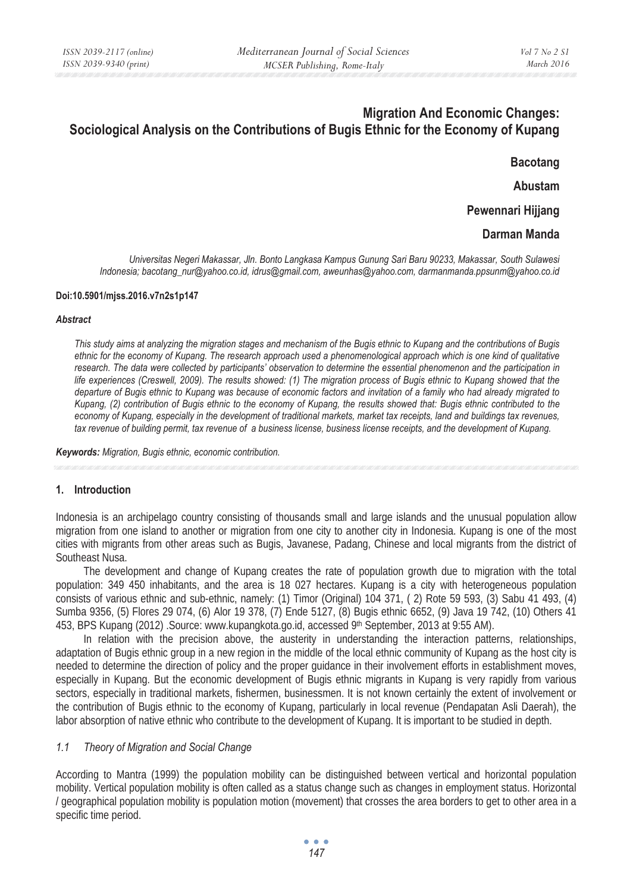# Migration And Economic Changes: Sociological Analysis on the Contributions of Bugis Ethnic for the Economy of Kupang

**Bacotang**

**Abustam**

**Pewennari Hijjang**

**Darman Manda**

*Universitas Negeri Makassar, Jln. Bonto Langkasa Kampus Gunung Sari Baru 90233, Makassar, South Sulawesi Indonesia; bacotang_nur@yahoo.co.id, idrus@gmail.com, aweunhas@yahoo.com, darmanmanda.ppsunm@yahoo.co.id*

**Doi:10.5901/mjss.2016.v7n2s1p147**

### *Abstract*

*This study aims at analyzing the migration stages and mechanism of the Bugis ethnic to Kupang and the contributions of Bugis ethnic for the economy of Kupang. The research approach used a phenomenological approach which is one kind of qualitative research. The data were collected by participants' observation to determine the essential phenomenon and the participation in life experiences (Creswell, 2009). The results showed: (1) The migration process of Bugis ethnic to Kupang showed that the departure of Bugis ethnic to Kupang was because of economic factors and invitation of a family who had already migrated to Kupang, (2) contribution of Bugis ethnic to the economy of Kupang, the results showed that: Bugis ethnic contributed to the economy of Kupang, especially in the development of traditional markets, market tax receipts, land and buildings tax revenues, tax revenue of building permit, tax revenue of a business license, business license receipts, and the development of Kupang.*

***Keywords:*** *Migration, Bugis ethnic, economic contribution.*

## 1. Introduction

Indonesia is an archipelago country consisting of thousands small and large islands and the unusual population allow migration from one island to another or migration from one city to another city in Indonesia. Kupang is one of the most cities with migrants from other areas such as Bugis, Javanese, Padang, Chinese and local migrants from the district of Southeast Nusa.

The development and change of Kupang creates the rate of population growth due to migration with the total population: 349 450 inhabitants, and the area is 18 027 hectares. Kupang is a city with heterogeneous population consists of various ethnic and sub-ethnic, namely: (1) Timor (Original) 104 371, ( 2) Rote 59 593, (3) Sabu 41 493, (4) Sumba 9356, (5) Flores 29 074, (6) Alor 19 378, (7) Ende 5127, (8) Bugis ethnic 6652, (9) Java 19 742, (10) Others 41 453, BPS Kupang (2012) .Source: www.kupangkota.go.id, accessed 9th September, 2013 at 9:55 AM).

In relation with the precision above, the austerity in understanding the interaction patterns, relationships, adaptation of Bugis ethnic group in a new region in the middle of the local ethnic community of Kupang as the host city is needed to determine the direction of policy and the proper guidance in their involvement efforts in establishment moves, especially in Kupang. But the economic development of Bugis ethnic migrants in Kupang is very rapidly from various sectors, especially in traditional markets, fishermen, businessmen. It is not known certainly the extent of involvement or the contribution of Bugis ethnic to the economy of Kupang, particularly in local revenue (Pendapatan Asli Daerah), the labor absorption of native ethnic who contribute to the development of Kupang. It is important to be studied in depth.

### *1.1 Theory of Migration and Social Change*

According to Mantra (1999) the population mobility can be distinguished between vertical and horizontal population mobility. Vertical population mobility is often called as a status change such as changes in employment status. Horizontal / geographical population mobility is population motion (movement) that crosses the area borders to get to other area in a specific time period.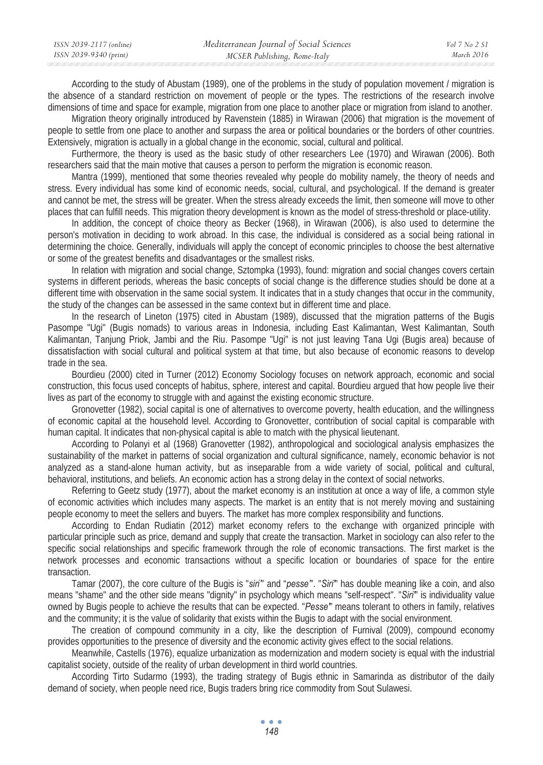According to the study of Abustam (1989), one of the problems in the study of population movement / migration is the absence of a standard restriction on movement of people or the types. The restrictions of the research involve dimensions of time and space for example, migration from one place to another place or migration from island to another.

Migration theory originally introduced by Ravenstein (1885) in Wirawan (2006) that migration is the movement of people to settle from one place to another and surpass the area or political boundaries or the borders of other countries. Extensively, migration is actually in a global change in the economic, social, cultural and political.

Furthermore, the theory is used as the basic study of other researchers Lee (1970) and Wirawan (2006). Both researchers said that the main motive that causes a person to perform the migration is economic reason.

Mantra (1999), mentioned that some theories revealed why people do mobility namely, the theory of needs and stress. Every individual has some kind of economic needs, social, cultural, and psychological. If the demand is greater and cannot be met, the stress will be greater. When the stress already exceeds the limit, then someone will move to other places that can fulfill needs. This migration theory development is known as the model of stress-threshold or place-utility.

In addition, the concept of choice theory as Becker (1968), in Wirawan (2006), is also used to determine the person's motivation in deciding to work abroad. In this case, the individual is considered as a social being rational in determining the choice. Generally, individuals will apply the concept of economic principles to choose the best alternative or some of the greatest benefits and disadvantages or the smallest risks.

In relation with migration and social change, Sztompka (1993), found: migration and social changes covers certain systems in different periods, whereas the basic concepts of social change is the difference studies should be done at a different time with observation in the same social system. It indicates that in a study changes that occur in the community, the study of the changes can be assessed in the same context but in different time and place.

In the research of Lineton (1975) cited in Abustam (1989), discussed that the migration patterns of the Bugis Pasompe "Ugi" (Bugis nomads) to various areas in Indonesia, including East Kalimantan, West Kalimantan, South Kalimantan, Tanjung Priok, Jambi and the Riu. Pasompe "Ugi" is not just leaving Tana Ugi (Bugis area) because of dissatisfaction with social cultural and political system at that time, but also because of economic reasons to develop trade in the sea.

Bourdieu (2000) cited in Turner (2012) Economy Sociology focuses on network approach, economic and social construction, this focus used concepts of habitus, sphere, interest and capital. Bourdieu argued that how people live their lives as part of the economy to struggle with and against the existing economic structure.

Gronovetter (1982), social capital is one of alternatives to overcome poverty, health education, and the willingness of economic capital at the household level. According to Gronovetter, contribution of social capital is comparable with human capital. It indicates that non-physical capital is able to match with the physical lieutenant.

According to Polanyi et al (1968) Granovetter (1982), anthropological and sociological analysis emphasizes the sustainability of the market in patterns of social organization and cultural significance, namely, economic behavior is not analyzed as a stand-alone human activity, but as inseparable from a wide variety of social, political and cultural, behavioral, institutions, and beliefs. An economic action has a strong delay in the context of social networks.

Referring to Geetz study (1977), about the market economy is an institution at once a way of life, a common style of economic activities which includes many aspects. The market is an entity that is not merely moving and sustaining people economy to meet the sellers and buyers. The market has more complex responsibility and functions.

According to Endan Rudiatin (2012) market economy refers to the exchange with organized principle with particular principle such as price, demand and supply that create the transaction. Market in sociology can also refer to the specific social relationships and specific framework through the role of economic transactions. The first market is the network processes and economic transactions without a specific location or boundaries of space for the entire transaction.

Tamar (2007), the core culture of the Bugis is "*siri*" and "*pesse*". "*Siri*" has double meaning like a coin, and also means "shame" and the other side means "dignity" in psychology which means "self-respect". "*Siri*" is individuality value owned by Bugis people to achieve the results that can be expected. "*Pesse*" means tolerant to others in family, relatives and the community; it is the value of solidarity that exists within the Bugis to adapt with the social environment.

The creation of compound community in a city, like the description of Furnival (2009), compound economy provides opportunities to the presence of diversity and the economic activity gives effect to the social relations.

Meanwhile, Castells (1976), equalize urbanization as modernization and modern society is equal with the industrial capitalist society, outside of the reality of urban development in third world countries.

According Tirto Sudarmo (1993), the trading strategy of Bugis ethnic in Samarinda as distributor of the daily demand of society, when people need rice, Bugis traders bring rice commodity from Sout Sulawesi.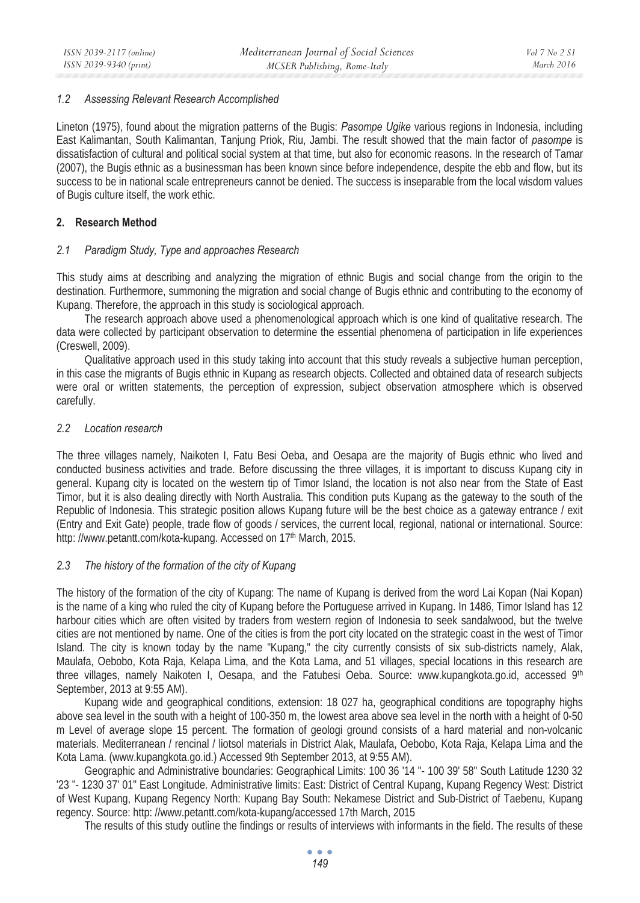### 1.2 Assessing Relevant Research Accomplished

Lineton (1975), found about the migration patterns of the Bugis: *Pasompe Ugike* various regions in Indonesia, including East Kalimantan, South Kalimantan, Tanjung Priok, Riu, Jambi. The result showed that the main factor of *pasompe* is dissatisfaction of cultural and political social system at that time, but also for economic reasons. In the research of Tamar (2007), the Bugis ethnic as a businessman has been known since before independence, despite the ebb and flow, but its success to be in national scale entrepreneurs cannot be denied. The success is inseparable from the local wisdom values of Bugis culture itself, the work ethic.

## 2. Research Method

### 2.1 Paradigm Study, Type and approaches Research

This study aims at describing and analyzing the migration of ethnic Bugis and social change from the origin to the destination. Furthermore, summoning the migration and social change of Bugis ethnic and contributing to the economy of Kupang. Therefore, the approach in this study is sociological approach.

The research approach above used a phenomenological approach which is one kind of qualitative research. The data were collected by participant observation to determine the essential phenomena of participation in life experiences (Creswell, 2009).

Qualitative approach used in this study taking into account that this study reveals a subjective human perception, in this case the migrants of Bugis ethnic in Kupang as research objects. Collected and obtained data of research subjects were oral or written statements, the perception of expression, subject observation atmosphere which is observed carefully.

### 2.2 Location research

The three villages namely, Naikoten I, Fatu Besi Oeba, and Oesapa are the majority of Bugis ethnic who lived and conducted business activities and trade. Before discussing the three villages, it is important to discuss Kupang city in general. Kupang city is located on the western tip of Timor Island, the location is not also near from the State of East Timor, but it is also dealing directly with North Australia. This condition puts Kupang as the gateway to the south of the Republic of Indonesia. This strategic position allows Kupang future will be the best choice as a gateway entrance / exit (Entry and Exit Gate) people, trade flow of goods / services, the current local, regional, national or international. Source: http: //www.petantt.com/kota-kupang. Accessed on 17th March, 2015.

### 2.3 The history of the formation of the city of Kupang

The history of the formation of the city of Kupang: The name of Kupang is derived from the word Lai Kopan (Nai Kopan) is the name of a king who ruled the city of Kupang before the Portuguese arrived in Kupang. In 1486, Timor Island has 12 harbour cities which are often visited by traders from western region of Indonesia to seek sandalwood, but the twelve cities are not mentioned by name. One of the cities is from the port city located on the strategic coast in the west of Timor Island. The city is known today by the name "Kupang," the city currently consists of six sub-districts namely, Alak, Maulafa, Oebobo, Kota Raja, Kelapa Lima, and the Kota Lama, and 51 villages, special locations in this research are three villages, namely Naikoten I, Oesapa, and the Fatubesi Oeba. Source: www.kupangkota.go.id, accessed 9th September, 2013 at 9:55 AM).

Kupang wide and geographical conditions, extension: 18 027 ha, geographical conditions are topography highs above sea level in the south with a height of 100-350 m, the lowest area above sea level in the north with a height of 0-50 m Level of average slope 15 percent. The formation of geologi ground consists of a hard material and non-volcanic materials. Mediterranean / rencinal / liotsol materials in District Alak, Maulafa, Oebobo, Kota Raja, Kelapa Lima and the Kota Lama. (www.kupangkota.go.id.) Accessed 9th September 2013, at 9:55 AM).

Geographic and Administrative boundaries: Geographical Limits: 100 36 '14 "- 100 39' 58" South Latitude 1230 32 '23 "- 1230 37' 01" East Longitude. Administrative limits: East: District of Central Kupang, Kupang Regency West: District of West Kupang, Kupang Regency North: Kupang Bay South: Nekamese District and Sub-District of Taebenu, Kupang regency. Source: http: //www.petantt.com/kota-kupang/accessed 17th March, 2015

The results of this study outline the findings or results of interviews with informants in the field. The results of these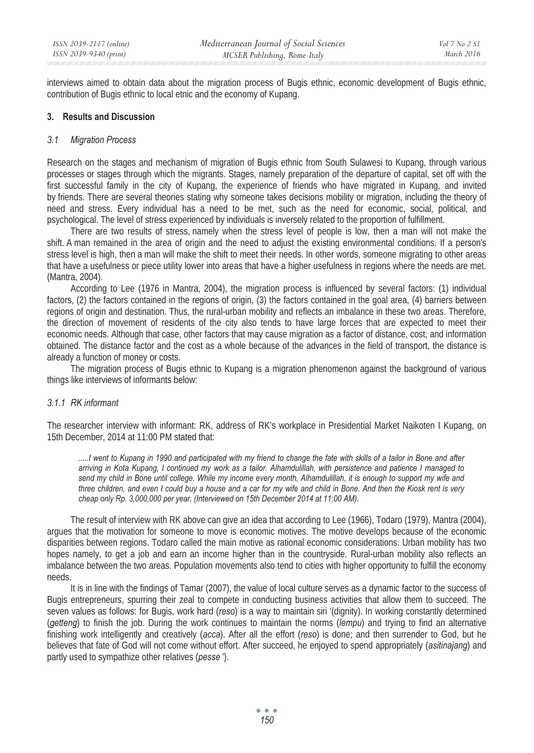interviews aimed to obtain data about the migration process of Bugis ethnic, economic development of Bugis ethnic, contribution of Bugis ethnic to local etnic and the economy of Kupang.

## 3. Results and Discussion

### 3.1 Migration Process

Research on the stages and mechanism of migration of Bugis ethnic from South Sulawesi to Kupang, through various processes or stages through which the migrants. Stages, namely preparation of the departure of capital, set off with the first successful family in the city of Kupang, the experience of friends who have migrated in Kupang, and invited by friends. There are several theories stating why someone takes decisions mobility or migration, including the theory of need and stress. Every individual has a need to be met, such as the need for economic, social, political, and psychological. The level of stress experienced by individuals is inversely related to the proportion of fulfillment.

There are two results of stress, namely when the stress level of people is low, then a man will not make the shift. A man remained in the area of origin and the need to adjust the existing environmental conditions. If a person's stress level is high, then a man will make the shift to meet their needs. In other words, someone migrating to other areas that have a usefulness or piece utility lower into areas that have a higher usefulness in regions where the needs are met. (Mantra, 2004).

According to Lee (1976 in Mantra, 2004), the migration process is influenced by several factors: (1) individual factors, (2) the factors contained in the regions of origin, (3) the factors contained in the goal area, (4) barriers between regions of origin and destination. Thus, the rural-urban mobility and reflects an imbalance in these two areas. Therefore, the direction of movement of residents of the city also tends to have large forces that are expected to meet their economic needs. Although that case, other factors that may cause migration as a factor of distance, cost, and information obtained. The distance factor and the cost as a whole because of the advances in the field of transport, the distance is already a function of money or costs.

The migration process of Bugis ethnic to Kupang is a migration phenomenon against the background of various things like interviews of informants below:

#### 3.1.1 RK informant

The researcher interview with informant: RK, address of RK's workplace in Presidential Market Naikoten I Kupang, on 15th December, 2014 at 11:00 PM stated that:

> *.....I went to Kupang in 1990 and participated with my friend to change the fate with skills of a tailor in Bone and after arriving in Kota Kupang, I continued my work as a tailor. Alhamdulillah, with persistence and patience I managed to send my child in Bone until college. While my income every month, Alhamdulillah, it is enough to support my wife and three children, and even I could buy a house and a car for my wife and child in Bone. And then the Kiosk rent is very cheap only Rp. 3,000,000 per year. (Interviewed on 15th December 2014 at 11:00 AM).*

The result of interview with RK above can give an idea that according to Lee (1966), Todaro (1979), Mantra (2004), argues that the motivation for someone to move is economic motives. The motive develops because of the economic disparities between regions. Todaro called the main motive as rational economic considerations. Urban mobility has two hopes namely, to get a job and earn an income higher than in the countryside. Rural-urban mobility also reflects an imbalance between the two areas. Population movements also tend to cities with higher opportunity to fulfill the economy needs.

It is in line with the findings of Tamar (2007), the value of local culture serves as a dynamic factor to the success of Bugis entrepreneurs, spurring their zeal to compete in conducting business activities that allow them to succeed. The seven values as follows: for Bugis, work hard (*reso*) is a way to maintain siri '(dignity). In working constantly determined (*getteng*) to finish the job. During the work continues to maintain the norms (*lempu*) and trying to find an alternative finishing work intelligently and creatively (*acca*). After all the effort (*reso*) is done; and then surrender to God, but he believes that fate of God will not come without effort. After succeed, he enjoyed to spend appropriately (*asitinajang*) and partly used to sympathize other relatives (*pesse* ').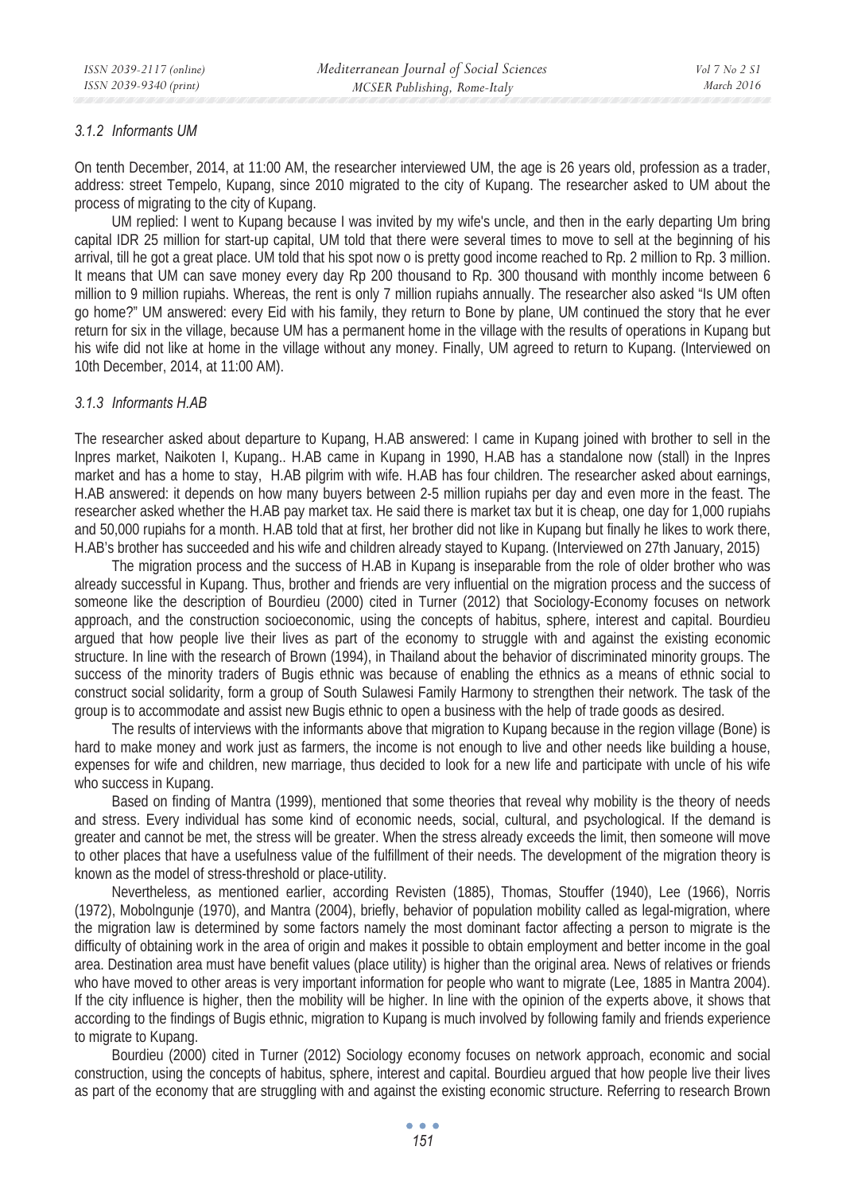#### 3.1.2 Informants UM

On tenth December, 2014, at 11:00 AM, the researcher interviewed UM, the age is 26 years old, profession as a trader, address: street Tempelo, Kupang, since 2010 migrated to the city of Kupang. The researcher asked to UM about the process of migrating to the city of Kupang.

UM replied: I went to Kupang because I was invited by my wife's uncle, and then in the early departing Um bring capital IDR 25 million for start-up capital, UM told that there were several times to move to sell at the beginning of his arrival, till he got a great place. UM told that his spot now o is pretty good income reached to Rp. 2 million to Rp. 3 million. It means that UM can save money every day Rp 200 thousand to Rp. 300 thousand with monthly income between 6 million to 9 million rupiahs. Whereas, the rent is only 7 million rupiahs annually. The researcher also asked "Is UM often go home?" UM answered: every Eid with his family, they return to Bone by plane, UM continued the story that he ever return for six in the village, because UM has a permanent home in the village with the results of operations in Kupang but his wife did not like at home in the village without any money. Finally, UM agreed to return to Kupang. (Interviewed on 10th December, 2014, at 11:00 AM).

#### 3.1.3 Informants H.AB

The researcher asked about departure to Kupang, H.AB answered: I came in Kupang joined with brother to sell in the Inpres market, Naikoten I, Kupang.. H.AB came in Kupang in 1990, H.AB has a standalone now (stall) in the Inpres market and has a home to stay, H.AB pilgrim with wife. H.AB has four children. The researcher asked about earnings, H.AB answered: it depends on how many buyers between 2-5 million rupiahs per day and even more in the feast. The researcher asked whether the H.AB pay market tax. He said there is market tax but it is cheap, one day for 1,000 rupiahs and 50,000 rupiahs for a month. H.AB told that at first, her brother did not like in Kupang but finally he likes to work there, H.AB's brother has succeeded and his wife and children already stayed to Kupang. (Interviewed on 27th January, 2015)

The migration process and the success of H.AB in Kupang is inseparable from the role of older brother who was already successful in Kupang. Thus, brother and friends are very influential on the migration process and the success of someone like the description of Bourdieu (2000) cited in Turner (2012) that Sociology-Economy focuses on network approach, and the construction socioeconomic, using the concepts of habitus, sphere, interest and capital. Bourdieu argued that how people live their lives as part of the economy to struggle with and against the existing economic structure. In line with the research of Brown (1994), in Thailand about the behavior of discriminated minority groups. The success of the minority traders of Bugis ethnic was because of enabling the ethnics as a means of ethnic social to construct social solidarity, form a group of South Sulawesi Family Harmony to strengthen their network. The task of the group is to accommodate and assist new Bugis ethnic to open a business with the help of trade goods as desired.

The results of interviews with the informants above that migration to Kupang because in the region village (Bone) is hard to make money and work just as farmers, the income is not enough to live and other needs like building a house, expenses for wife and children, new marriage, thus decided to look for a new life and participate with uncle of his wife who success in Kupang.

Based on finding of Mantra (1999), mentioned that some theories that reveal why mobility is the theory of needs and stress. Every individual has some kind of economic needs, social, cultural, and psychological. If the demand is greater and cannot be met, the stress will be greater. When the stress already exceeds the limit, then someone will move to other places that have a usefulness value of the fulfillment of their needs. The development of the migration theory is known as the model of stress-threshold or place-utility.

Nevertheless, as mentioned earlier, according Revisten (1885), Thomas, Stouffer (1940), Lee (1966), Norris (1972), Mobolngunje (1970), and Mantra (2004), briefly, behavior of population mobility called as legal-migration, where the migration law is determined by some factors namely the most dominant factor affecting a person to migrate is the difficulty of obtaining work in the area of origin and makes it possible to obtain employment and better income in the goal area. Destination area must have benefit values (place utility) is higher than the original area. News of relatives or friends who have moved to other areas is very important information for people who want to migrate (Lee, 1885 in Mantra 2004). If the city influence is higher, then the mobility will be higher. In line with the opinion of the experts above, it shows that according to the findings of Bugis ethnic, migration to Kupang is much involved by following family and friends experience to migrate to Kupang.

Bourdieu (2000) cited in Turner (2012) Sociology economy focuses on network approach, economic and social construction, using the concepts of habitus, sphere, interest and capital. Bourdieu argued that how people live their lives as part of the economy that are struggling with and against the existing economic structure. Referring to research Brown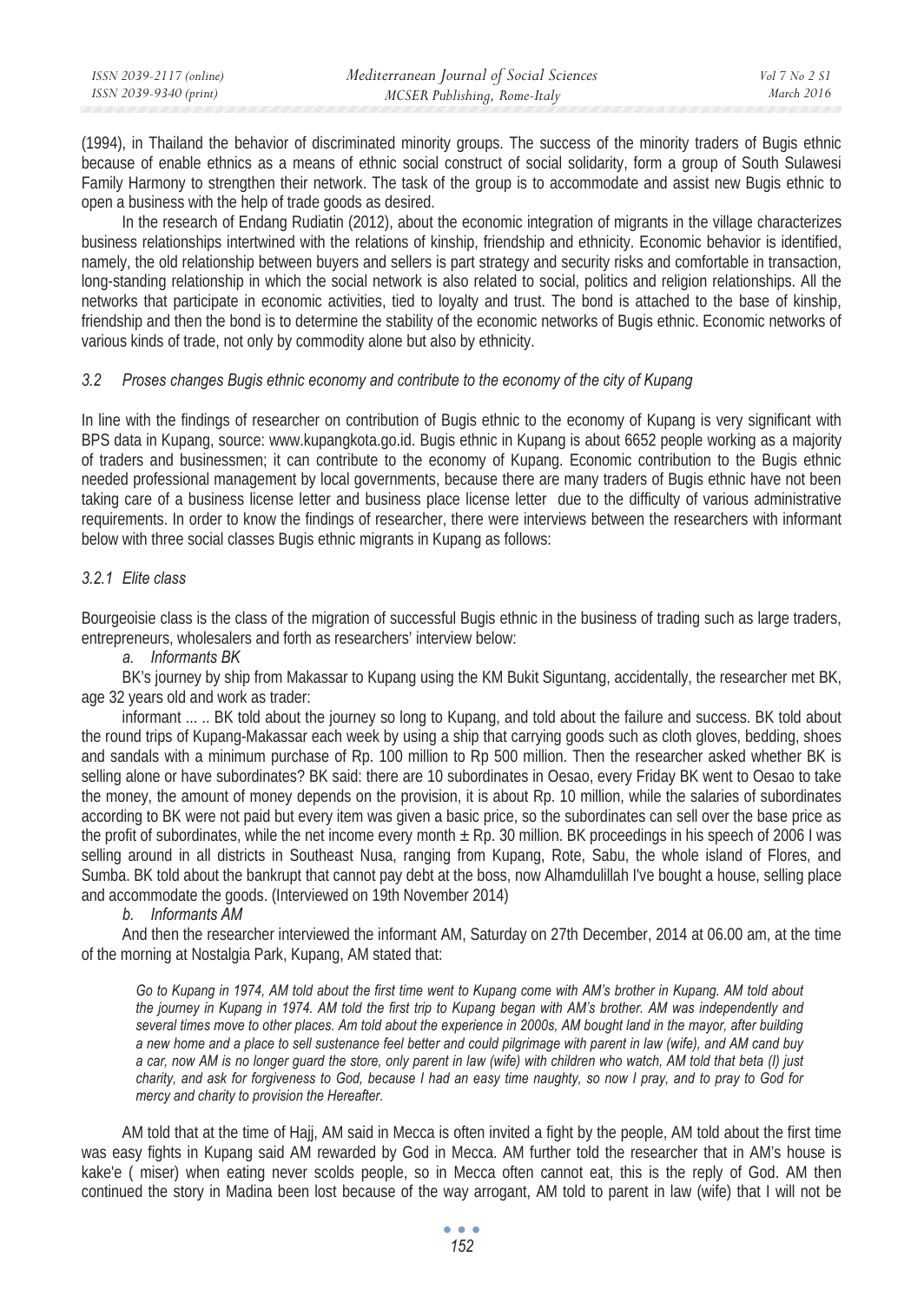(1994), in Thailand the behavior of discriminated minority groups. The success of the minority traders of Bugis ethnic because of enable ethnics as a means of ethnic social construct of social solidarity, form a group of South Sulawesi Family Harmony to strengthen their network. The task of the group is to accommodate and assist new Bugis ethnic to open a business with the help of trade goods as desired.

In the research of Endang Rudiatin (2012), about the economic integration of migrants in the village characterizes business relationships intertwined with the relations of kinship, friendship and ethnicity. Economic behavior is identified, namely, the old relationship between buyers and sellers is part strategy and security risks and comfortable in transaction, long-standing relationship in which the social network is also related to social, politics and religion relationships. All the networks that participate in economic activities, tied to loyalty and trust. The bond is attached to the base of kinship, friendship and then the bond is to determine the stability of the economic networks of Bugis ethnic. Economic networks of various kinds of trade, not only by commodity alone but also by ethnicity.

### *3.2 Proses changes Bugis ethnic economy and contribute to the economy of the city of Kupang*

In line with the findings of researcher on contribution of Bugis ethnic to the economy of Kupang is very significant with BPS data in Kupang, source: www.kupangkota.go.id. Bugis ethnic in Kupang is about 6652 people working as a majority of traders and businessmen; it can contribute to the economy of Kupang. Economic contribution to the Bugis ethnic needed professional management by local governments, because there are many traders of Bugis ethnic have not been taking care of a business license letter and business place license letter due to the difficulty of various administrative requirements. In order to know the findings of researcher, there were interviews between the researchers with informant below with three social classes Bugis ethnic migrants in Kupang as follows:

#### *3.2.1 Elite class*

Bourgeoisie class is the class of the migration of successful Bugis ethnic in the business of trading such as large traders, entrepreneurs, wholesalers and forth as researchers' interview below:

*a. Informants BK*

BK's journey by ship from Makassar to Kupang using the KM Bukit Siguntang, accidentally, the researcher met BK, age 32 years old and work as trader:

informant ... .. BK told about the journey so long to Kupang, and told about the failure and success. BK told about the round trips of Kupang-Makassar each week by using a ship that carrying goods such as cloth gloves, bedding, shoes and sandals with a minimum purchase of Rp. 100 million to Rp 500 million. Then the researcher asked whether BK is selling alone or have subordinates? BK said: there are 10 subordinates in Oesao, every Friday BK went to Oesao to take the money, the amount of money depends on the provision, it is about Rp. 10 million, while the salaries of subordinates according to BK were not paid but every item was given a basic price, so the subordinates can sell over the base price as the profit of subordinates, while the net income every month ± Rp. 30 million. BK proceedings in his speech of 2006 I was selling around in all districts in Southeast Nusa, ranging from Kupang, Rote, Sabu, the whole island of Flores, and Sumba. BK told about the bankrupt that cannot pay debt at the boss, now Alhamdulillah I've bought a house, selling place and accommodate the goods. (Interviewed on 19th November 2014)

*b. Informants AM*

And then the researcher interviewed the informant AM, Saturday on 27th December, 2014 at 06.00 am, at the time of the morning at Nostalgia Park, Kupang, AM stated that:

> *Go to Kupang in 1974, AM told about the first time went to Kupang come with AM's brother in Kupang. AM told about the journey in Kupang in 1974. AM told the first trip to Kupang began with AM's brother. AM was independently and several times move to other places. Am told about the experience in 2000s, AM bought land in the mayor, after building a new home and a place to sell sustenance feel better and could pilgrimage with parent in law (wife), and AM cand buy a car, now AM is no longer guard the store, only parent in law (wife) with children who watch, AM told that beta (I) just charity, and ask for forgiveness to God, because I had an easy time naughty, so now I pray, and to pray to God for mercy and charity to provision the Hereafter.*

AM told that at the time of Hajj, AM said in Mecca is often invited a fight by the people, AM told about the first time was easy fights in Kupang said AM rewarded by God in Mecca. AM further told the researcher that in AM's house is kake'e ( miser) when eating never scolds people, so in Mecca often cannot eat, this is the reply of God. AM then continued the story in Madina been lost because of the way arrogant, AM told to parent in law (wife) that I will not be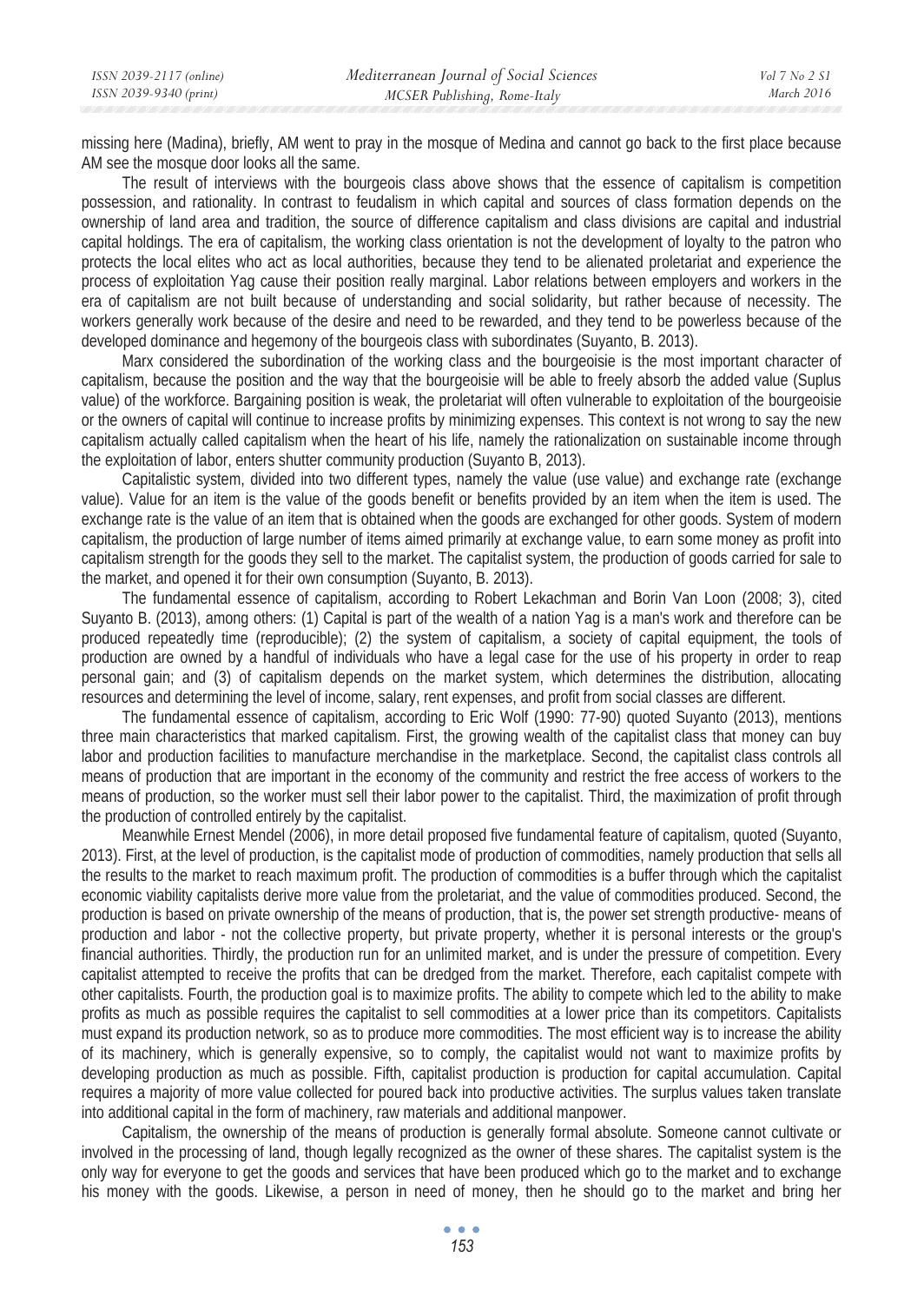missing here (Madina), briefly, AM went to pray in the mosque of Medina and cannot go back to the first place because AM see the mosque door looks all the same.

The result of interviews with the bourgeois class above shows that the essence of capitalism is competition possession, and rationality. In contrast to feudalism in which capital and sources of class formation depends on the ownership of land area and tradition, the source of difference capitalism and class divisions are capital and industrial capital holdings. The era of capitalism, the working class orientation is not the development of loyalty to the patron who protects the local elites who act as local authorities, because they tend to be alienated proletariat and experience the process of exploitation Yag cause their position really marginal. Labor relations between employers and workers in the era of capitalism are not built because of understanding and social solidarity, but rather because of necessity. The workers generally work because of the desire and need to be rewarded, and they tend to be powerless because of the developed dominance and hegemony of the bourgeois class with subordinates (Suyanto, B. 2013).

Marx considered the subordination of the working class and the bourgeoisie is the most important character of capitalism, because the position and the way that the bourgeoisie will be able to freely absorb the added value (Suplus value) of the workforce. Bargaining position is weak, the proletariat will often vulnerable to exploitation of the bourgeoisie or the owners of capital will continue to increase profits by minimizing expenses. This context is not wrong to say the new capitalism actually called capitalism when the heart of his life, namely the rationalization on sustainable income through the exploitation of labor, enters shutter community production (Suyanto B, 2013).

Capitalistic system, divided into two different types, namely the value (use value) and exchange rate (exchange value). Value for an item is the value of the goods benefit or benefits provided by an item when the item is used. The exchange rate is the value of an item that is obtained when the goods are exchanged for other goods. System of modern capitalism, the production of large number of items aimed primarily at exchange value, to earn some money as profit into capitalism strength for the goods they sell to the market. The capitalist system, the production of goods carried for sale to the market, and opened it for their own consumption (Suyanto, B. 2013).

The fundamental essence of capitalism, according to Robert Lekachman and Borin Van Loon (2008; 3), cited Suyanto B. (2013), among others: (1) Capital is part of the wealth of a nation Yag is a man's work and therefore can be produced repeatedly time (reproducible); (2) the system of capitalism, a society of capital equipment, the tools of production are owned by a handful of individuals who have a legal case for the use of his property in order to reap personal gain; and (3) of capitalism depends on the market system, which determines the distribution, allocating resources and determining the level of income, salary, rent expenses, and profit from social classes are different.

The fundamental essence of capitalism, according to Eric Wolf (1990: 77-90) quoted Suyanto (2013), mentions three main characteristics that marked capitalism. First, the growing wealth of the capitalist class that money can buy labor and production facilities to manufacture merchandise in the marketplace. Second, the capitalist class controls all means of production that are important in the economy of the community and restrict the free access of workers to the means of production, so the worker must sell their labor power to the capitalist. Third, the maximization of profit through the production of controlled entirely by the capitalist.

Meanwhile Ernest Mendel (2006), in more detail proposed five fundamental feature of capitalism, quoted (Suyanto, 2013). First, at the level of production, is the capitalist mode of production of commodities, namely production that sells all the results to the market to reach maximum profit. The production of commodities is a buffer through which the capitalist economic viability capitalists derive more value from the proletariat, and the value of commodities produced. Second, the production is based on private ownership of the means of production, that is, the power set strength productive- means of production and labor - not the collective property, but private property, whether it is personal interests or the group's financial authorities. Thirdly, the production run for an unlimited market, and is under the pressure of competition. Every capitalist attempted to receive the profits that can be dredged from the market. Therefore, each capitalist compete with other capitalists. Fourth, the production goal is to maximize profits. The ability to compete which led to the ability to make profits as much as possible requires the capitalist to sell commodities at a lower price than its competitors. Capitalists must expand its production network, so as to produce more commodities. The most efficient way is to increase the ability of its machinery, which is generally expensive, so to comply, the capitalist would not want to maximize profits by developing production as much as possible. Fifth, capitalist production is production for capital accumulation. Capital requires a majority of more value collected for poured back into productive activities. The surplus values taken translate into additional capital in the form of machinery, raw materials and additional manpower.

Capitalism, the ownership of the means of production is generally formal absolute. Someone cannot cultivate or involved in the processing of land, though legally recognized as the owner of these shares. The capitalist system is the only way for everyone to get the goods and services that have been produced which go to the market and to exchange his money with the goods. Likewise, a person in need of money, then he should go to the market and bring her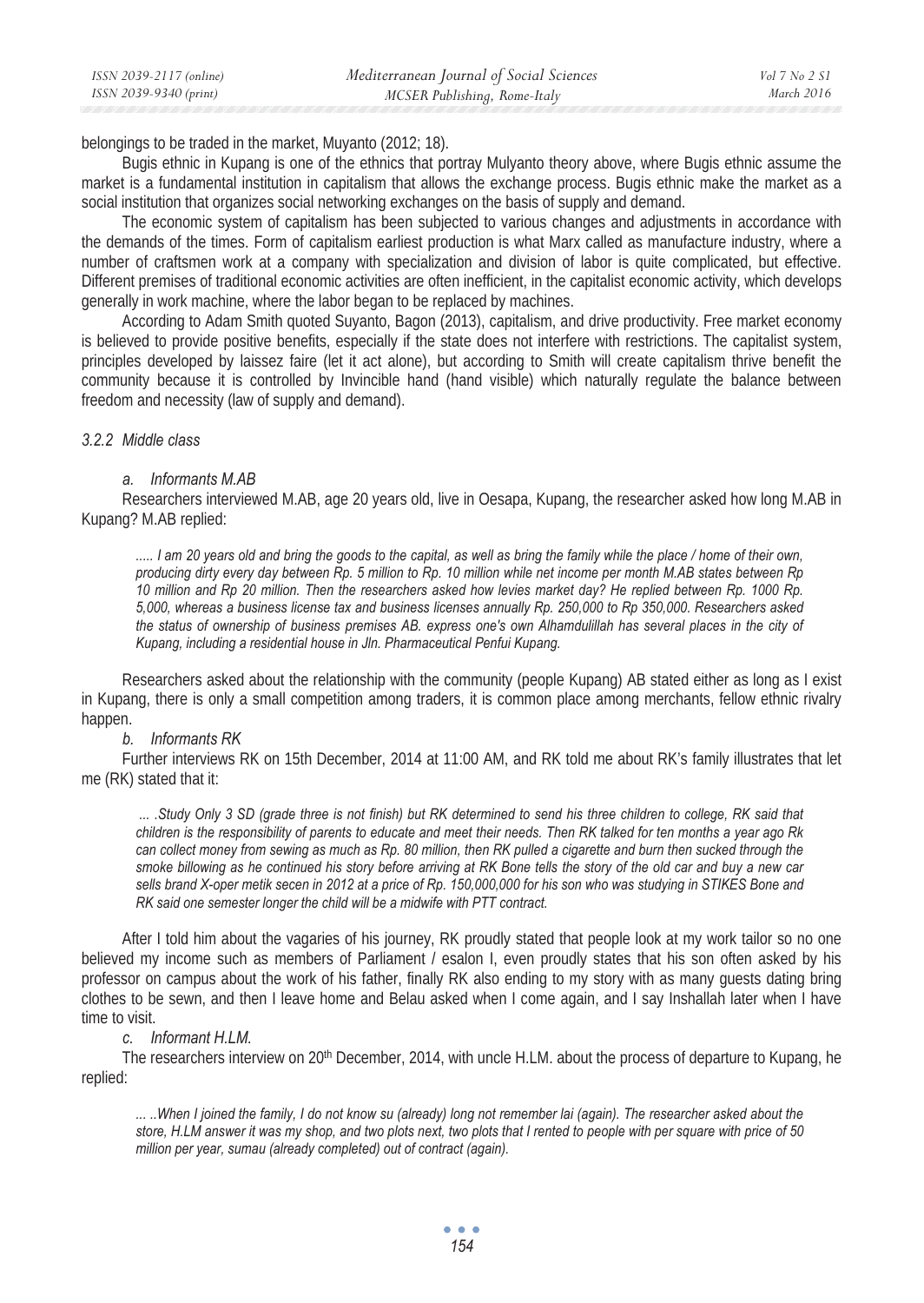belongings to be traded in the market, Muyanto (2012; 18).

Bugis ethnic in Kupang is one of the ethnics that portray Mulyanto theory above, where Bugis ethnic assume the market is a fundamental institution in capitalism that allows the exchange process. Bugis ethnic make the market as a social institution that organizes social networking exchanges on the basis of supply and demand.

The economic system of capitalism has been subjected to various changes and adjustments in accordance with the demands of the times. Form of capitalism earliest production is what Marx called as manufacture industry, where a number of craftsmen work at a company with specialization and division of labor is quite complicated, but effective. Different premises of traditional economic activities are often inefficient, in the capitalist economic activity, which develops generally in work machine, where the labor began to be replaced by machines.

According to Adam Smith quoted Suyanto, Bagon (2013), capitalism, and drive productivity. Free market economy is believed to provide positive benefits, especially if the state does not interfere with restrictions. The capitalist system, principles developed by laissez faire (let it act alone), but according to Smith will create capitalism thrive benefit the community because it is controlled by Invincible hand (hand visible) which naturally regulate the balance between freedom and necessity (law of supply and demand).

#### *3.2.2 Middle class*

*a. Informants M.AB*

Researchers interviewed M.AB, age 20 years old, live in Oesapa, Kupang, the researcher asked how long M.AB in Kupang? M.AB replied:

> *..... I am 20 years old and bring the goods to the capital, as well as bring the family while the place / home of their own, producing dirty every day between Rp. 5 million to Rp. 10 million while net income per month M.AB states between Rp 10 million and Rp 20 million. Then the researchers asked how levies market day? He replied between Rp. 1000 Rp. 5,000, whereas a business license tax and business licenses annually Rp. 250,000 to Rp 350,000. Researchers asked the status of ownership of business premises AB. express one's own Alhamdulillah has several places in the city of Kupang, including a residential house in Jln. Pharmaceutical Penfui Kupang.*

Researchers asked about the relationship with the community (people Kupang) AB stated either as long as I exist in Kupang, there is only a small competition among traders, it is common place among merchants, fellow ethnic rivalry happen.

*b. Informants RK*

Further interviews RK on 15th December, 2014 at 11:00 AM, and RK told me about RK's family illustrates that let me (RK) stated that it:

> *... .Study Only 3 SD (grade three is not finish) but RK determined to send his three children to college, RK said that children is the responsibility of parents to educate and meet their needs. Then RK talked for ten months a year ago Rk can collect money from sewing as much as Rp. 80 million, then RK pulled a cigarette and burn then sucked through the smoke billowing as he continued his story before arriving at RK Bone tells the story of the old car and buy a new car sells brand X-oper metik secen in 2012 at a price of Rp. 150,000,000 for his son who was studying in STIKES Bone and RK said one semester longer the child will be a midwife with PTT contract.*

After I told him about the vagaries of his journey, RK proudly stated that people look at my work tailor so no one believed my income such as members of Parliament / esalon I, even proudly states that his son often asked by his professor on campus about the work of his father, finally RK also ending to my story with as many guests dating bring clothes to be sewn, and then I leave home and Belau asked when I come again, and I say Inshallah later when I have time to visit.

*c. Informant H.LM.*

The researchers interview on 20th December, 2014, with uncle H.LM. about the process of departure to Kupang, he replied:

> *... ..When I joined the family, I do not know su (already) long not remember lai (again). The researcher asked about the store, H.LM answer it was my shop, and two plots next, two plots that I rented to people with per square with price of 50 million per year, sumau (already completed) out of contract (again).*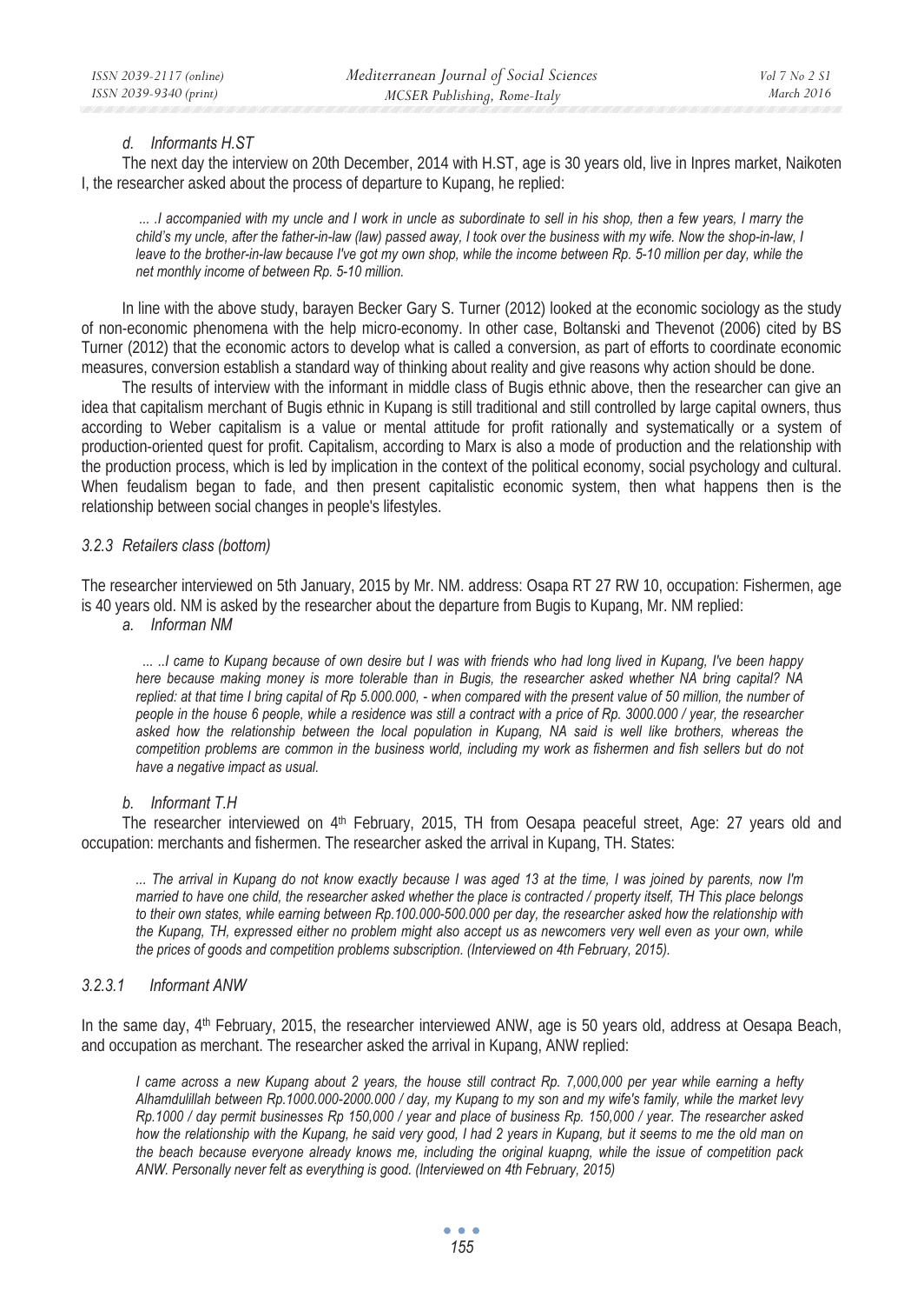*d. Informants H.ST*

The next day the interview on 20th December, 2014 with H.ST, age is 30 years old, live in Inpres market, Naikoten I, the researcher asked about the process of departure to Kupang, he replied:

> *... .I accompanied with my uncle and I work in uncle as subordinate to sell in his shop, then a few years, I marry the child's my uncle, after the father-in-law (law) passed away, I took over the business with my wife. Now the shop-in-law, I leave to the brother-in-law because I've got my own shop, while the income between Rp. 5-10 million per day, while the net monthly income of between Rp. 5-10 million.*

In line with the above study, barayen Becker Gary S. Turner (2012) looked at the economic sociology as the study of non-economic phenomena with the help micro-economy. In other case, Boltanski and Thevenot (2006) cited by BS Turner (2012) that the economic actors to develop what is called a conversion, as part of efforts to coordinate economic measures, conversion establish a standard way of thinking about reality and give reasons why action should be done.

The results of interview with the informant in middle class of Bugis ethnic above, then the researcher can give an idea that capitalism merchant of Bugis ethnic in Kupang is still traditional and still controlled by large capital owners, thus according to Weber capitalism is a value or mental attitude for profit rationally and systematically or a system of production-oriented quest for profit. Capitalism, according to Marx is also a mode of production and the relationship with the production process, which is led by implication in the context of the political economy, social psychology and cultural. When feudalism began to fade, and then present capitalistic economic system, then what happens then is the relationship between social changes in people's lifestyles.

### *3.2.3 Retailers class (bottom)*

The researcher interviewed on 5th January, 2015 by Mr. NM. address: Osapa RT 27 RW 10, occupation: Fishermen, age is 40 years old. NM is asked by the researcher about the departure from Bugis to Kupang, Mr. NM replied:

*a. Informan NM*

> *... ..I came to Kupang because of own desire but I was with friends who had long lived in Kupang, I've been happy here because making money is more tolerable than in Bugis, the researcher asked whether NA bring capital? NA replied: at that time I bring capital of Rp 5.000.000, - when compared with the present value of 50 million, the number of people in the house 6 people, while a residence was still a contract with a price of Rp. 3000.000 / year, the researcher asked how the relationship between the local population in Kupang, NA said is well like brothers, whereas the competition problems are common in the business world, including my work as fishermen and fish sellers but do not have a negative impact as usual.*

*b. Informant T.H*

The researcher interviewed on 4th February, 2015, TH from Oesapa peaceful street, Age: 27 years old and occupation: merchants and fishermen. The researcher asked the arrival in Kupang, TH. States:

> *... The arrival in Kupang do not know exactly because I was aged 13 at the time, I was joined by parents, now I'm married to have one child, the researcher asked whether the place is contracted / property itself, TH This place belongs to their own states, while earning between Rp.100.000-500.000 per day, the researcher asked how the relationship with the Kupang, TH, expressed either no problem might also accept us as newcomers very well even as your own, while the prices of goods and competition problems subscription. (Interviewed on 4th February, 2015).*

#### *3.2.3.1 Informant ANW*

In the same day, 4th February, 2015, the researcher interviewed ANW, age is 50 years old, address at Oesapa Beach, and occupation as merchant. The researcher asked the arrival in Kupang, ANW replied:

> *I came across a new Kupang about 2 years, the house still contract Rp. 7,000,000 per year while earning a hefty Alhamdulillah between Rp.1000.000-2000.000 / day, my Kupang to my son and my wife's family, while the market levy Rp.1000 / day permit businesses Rp 150,000 / year and place of business Rp. 150,000 / year. The researcher asked how the relationship with the Kupang, he said very good, I had 2 years in Kupang, but it seems to me the old man on the beach because everyone already knows me, including the original kuapng, while the issue of competition pack ANW. Personally never felt as everything is good. (Interviewed on 4th February, 2015)*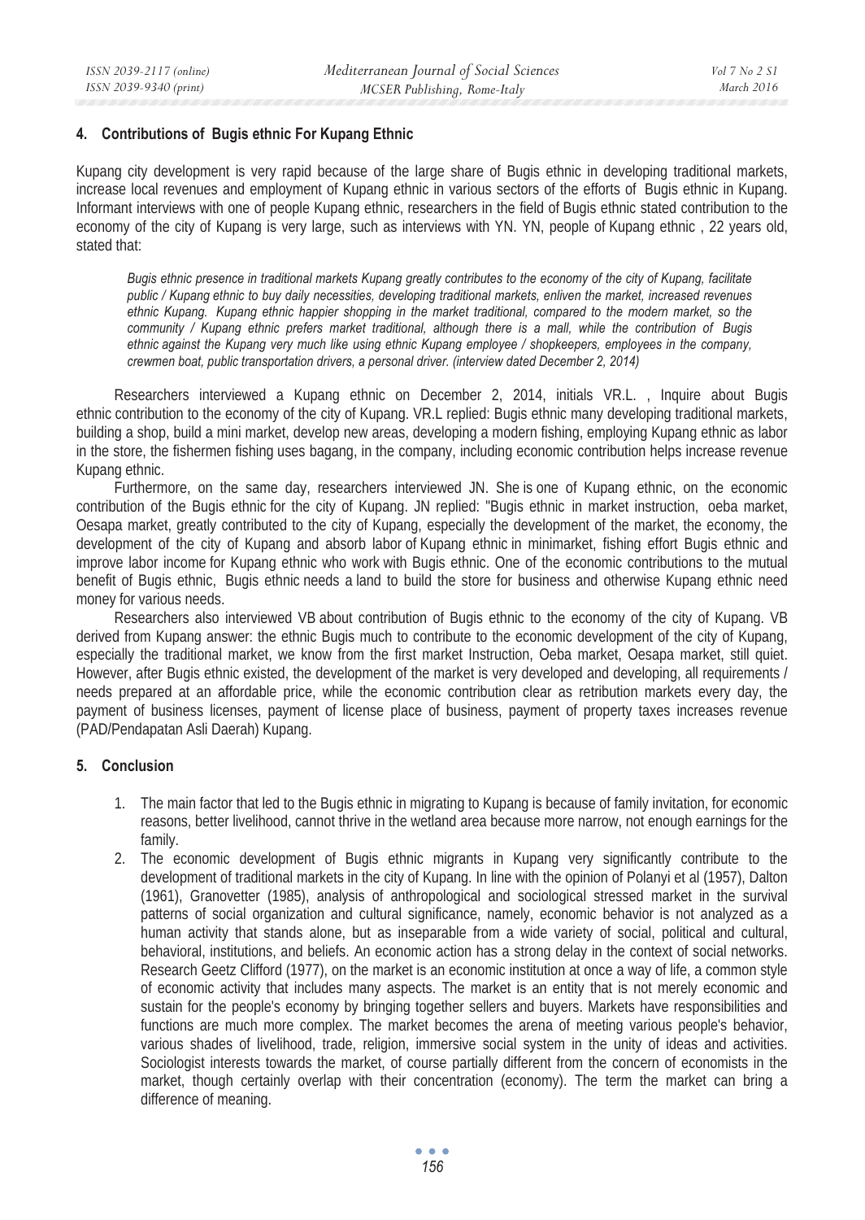## 4. Contributions of Bugis ethnic For Kupang Ethnic

Kupang city development is very rapid because of the large share of Bugis ethnic in developing traditional markets, increase local revenues and employment of Kupang ethnic in various sectors of the efforts of Bugis ethnic in Kupang. Informant interviews with one of people Kupang ethnic, researchers in the field of Bugis ethnic stated contribution to the economy of the city of Kupang is very large, such as interviews with YN. YN, people of Kupang ethnic , 22 years old, stated that:

> *Bugis ethnic presence in traditional markets Kupang greatly contributes to the economy of the city of Kupang, facilitate public / Kupang ethnic to buy daily necessities, developing traditional markets, enliven the market, increased revenues ethnic Kupang. Kupang ethnic happier shopping in the market traditional, compared to the modern market, so the community / Kupang ethnic prefers market traditional, although there is a mall, while the contribution of Bugis ethnic against the Kupang very much like using ethnic Kupang employee / shopkeepers, employees in the company, crewmen boat, public transportation drivers, a personal driver. (interview dated December 2, 2014)*

Researchers interviewed a Kupang ethnic on December 2, 2014, initials VR.L. , Inquire about Bugis ethnic contribution to the economy of the city of Kupang. VR.L replied: Bugis ethnic many developing traditional markets, building a shop, build a mini market, develop new areas, developing a modern fishing, employing Kupang ethnic as labor in the store, the fishermen fishing uses bagang, in the company, including economic contribution helps increase revenue Kupang ethnic.

Furthermore, on the same day, researchers interviewed JN. She is one of Kupang ethnic, on the economic contribution of the Bugis ethnic for the city of Kupang. JN replied: "Bugis ethnic in market instruction, oeba market, Oesapa market, greatly contributed to the city of Kupang, especially the development of the market, the economy, the development of the city of Kupang and absorb labor of Kupang ethnic in minimarket, fishing effort Bugis ethnic and improve labor income for Kupang ethnic who work with Bugis ethnic. One of the economic contributions to the mutual benefit of Bugis ethnic, Bugis ethnic needs a land to build the store for business and otherwise Kupang ethnic need money for various needs.

Researchers also interviewed VB about contribution of Bugis ethnic to the economy of the city of Kupang. VB derived from Kupang answer: the ethnic Bugis much to contribute to the economic development of the city of Kupang, especially the traditional market, we know from the first market Instruction, Oeba market, Oesapa market, still quiet. However, after Bugis ethnic existed, the development of the market is very developed and developing, all requirements / needs prepared at an affordable price, while the economic contribution clear as retribution markets every day, the payment of business licenses, payment of license place of business, payment of property taxes increases revenue (PAD/Pendapatan Asli Daerah) Kupang.

## 5. Conclusion

1. The main factor that led to the Bugis ethnic in migrating to Kupang is because of family invitation, for economic reasons, better livelihood, cannot thrive in the wetland area because more narrow, not enough earnings for the family.
2. The economic development of Bugis ethnic migrants in Kupang very significantly contribute to the development of traditional markets in the city of Kupang. In line with the opinion of Polanyi et al (1957), Dalton (1961), Granovetter (1985), analysis of anthropological and sociological stressed market in the survival patterns of social organization and cultural significance, namely, economic behavior is not analyzed as a human activity that stands alone, but as inseparable from a wide variety of social, political and cultural, behavioral, institutions, and beliefs. An economic action has a strong delay in the context of social networks. Research Geetz Clifford (1977), on the market is an economic institution at once a way of life, a common style of economic activity that includes many aspects. The market is an entity that is not merely economic and sustain for the people's economy by bringing together sellers and buyers. Markets have responsibilities and functions are much more complex. The market becomes the arena of meeting various people's behavior, various shades of livelihood, trade, religion, immersive social system in the unity of ideas and activities. Sociologist interests towards the market, of course partially different from the concern of economists in the market, though certainly overlap with their concentration (economy). The term the market can bring a difference of meaning.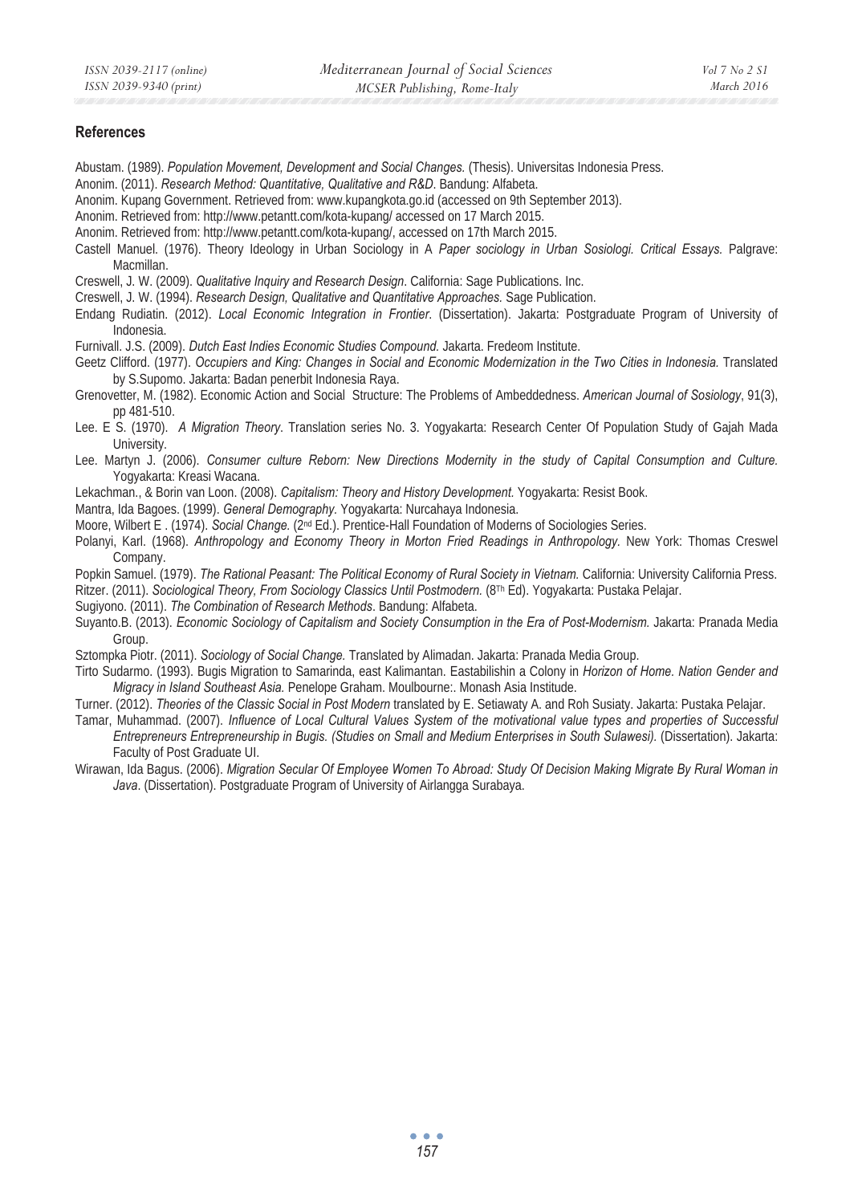## References

Abustam. (1989). *Population Movement, Development and Social Changes.* (Thesis). Universitas Indonesia Press.

Anonim. (2011). *Research Method: Quantitative, Qualitative and R&D*. Bandung: Alfabeta.

Anonim. Kupang Government. Retrieved from: www.kupangkota.go.id (accessed on 9th September 2013).

Anonim. Retrieved from: http://www.petantt.com/kota-kupang/ accessed on 17 March 2015.

Anonim. Retrieved from: http://www.petantt.com/kota-kupang/, accessed on 17th March 2015.

Castell Manuel. (1976). Theory Ideology in Urban Sociology in A *Paper sociology in Urban Sosiologi. Critical Essays.* Palgrave: Macmillan.

Creswell, J. W. (2009). *Qualitative Inquiry and Research Design*. California: Sage Publications. Inc.

Creswell, J. W. (1994). *Research Design, Qualitative and Quantitative Approaches.* Sage Publication.

Endang Rudiatin. (2012). *Local Economic Integration in Frontier.* (Dissertation). Jakarta: Postgraduate Program of University of Indonesia.

Furnivall. J.S. (2009). *Dutch East Indies Economic Studies Compound.* Jakarta. Fredeom Institute.

Geetz Clifford. (1977). *Occupiers and King: Changes in Social and Economic Modernization in the Two Cities in Indonesia.* Translated by S.Supomo. Jakarta: Badan penerbit Indonesia Raya.

Grenovetter, M. (1982). Economic Action and Social Structure: The Problems of Ambeddedness. *American Journal of Sosiology*, 91(3), pp 481-510.

Lee. E S. (1970). *A Migration Theory*. Translation series No. 3. Yogyakarta: Research Center Of Population Study of Gajah Mada University.

Lee. Martyn J. (2006). *Consumer culture Reborn: New Directions Modernity in the study of Capital Consumption and Culture.* Yogyakarta: Kreasi Wacana.

Lekachman., & Borin van Loon. (2008). *Capitalism: Theory and History Development.* Yogyakarta: Resist Book.

Mantra, Ida Bagoes. (1999). *General Demography*. Yogyakarta: Nurcahaya Indonesia.

Moore, Wilbert E . (1974). *Social Change.* (2nd Ed.). Prentice-Hall Foundation of Moderns of Sociologies Series.

Polanyi, Karl. (1968). *Anthropology and Economy Theory in Morton Fried Readings in Anthropology.* New York: Thomas Creswel Company.

Popkin Samuel. (1979). *The Rational Peasant: The Political Economy of Rural Society in Vietnam.* California: University California Press.

Ritzer. (2011). *Sociological Theory, From Sociology Classics Until Postmodern.* (8Th Ed). Yogyakarta: Pustaka Pelajar.

Sugiyono. (2011). *The Combination of Research Methods*. Bandung: Alfabeta.

Suyanto.B. (2013). *Economic Sociology of Capitalism and Society Consumption in the Era of Post-Modernism.* Jakarta: Pranada Media Group.

Sztompka Piotr. (2011). *Sociology of Social Change.* Translated by Alimadan. Jakarta: Pranada Media Group.

Tirto Sudarmo. (1993). Bugis Migration to Samarinda, east Kalimantan. Eastabilishin a Colony in *Horizon of Home. Nation Gender and Migracy in Island Southeast Asia.* Penelope Graham. Moulbourne:. Monash Asia Institude.

Turner. (2012). *Theories of the Classic Social in Post Modern* translated by E. Setiawaty A. and Roh Susiaty. Jakarta: Pustaka Pelajar.

Tamar, Muhammad. (2007). *Influence of Local Cultural Values System of the motivational value types and properties of Successful Entrepreneurs Entrepreneurship in Bugis. (Studies on Small and Medium Enterprises in South Sulawesi).* (Dissertation). Jakarta: Faculty of Post Graduate UI.

Wirawan, Ida Bagus. (2006). *Migration Secular Of Employee Women To Abroad: Study Of Decision Making Migrate By Rural Woman in Java*. (Dissertation). Postgraduate Program of University of Airlangga Surabaya.